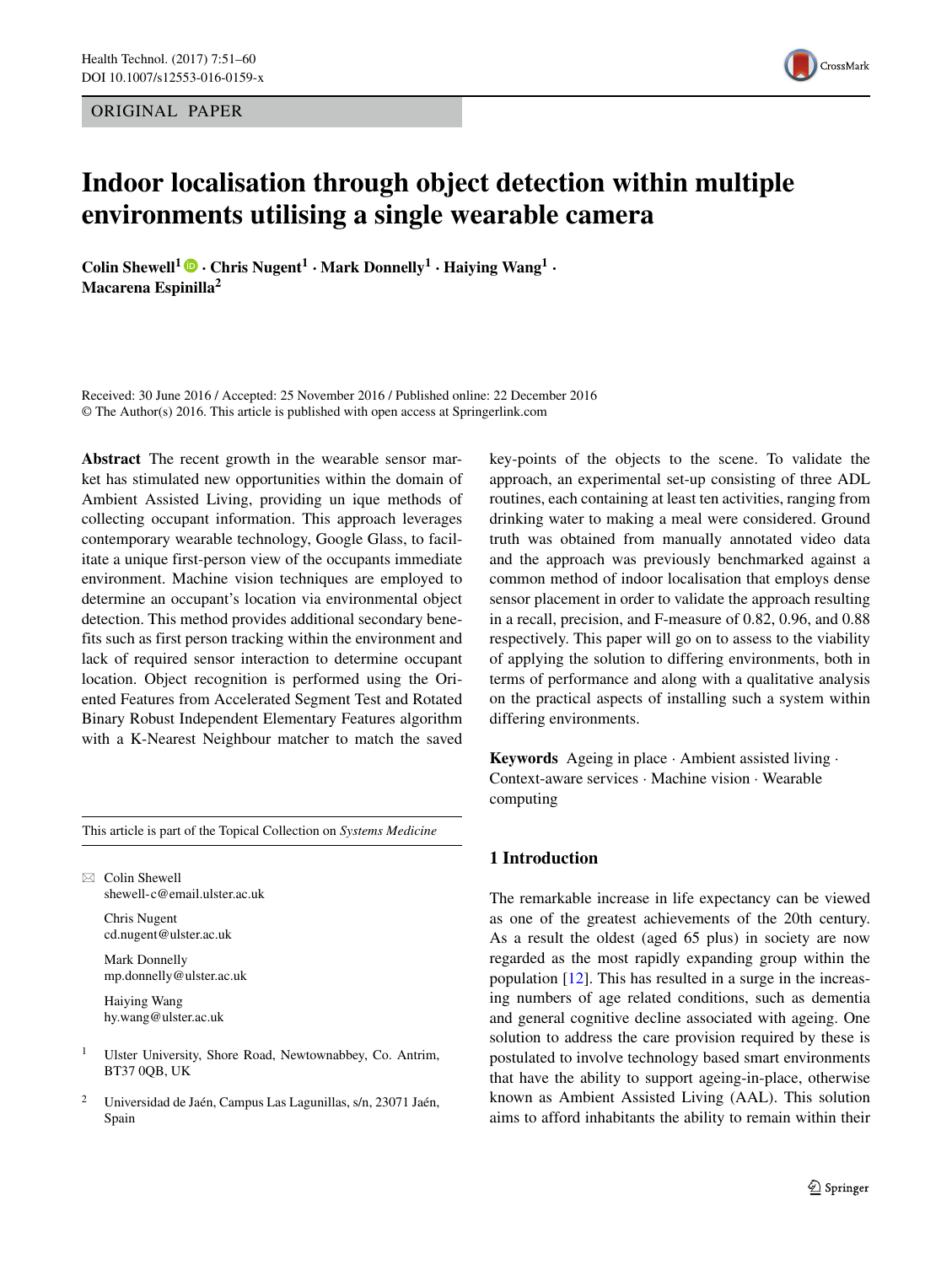ORIGINAL PAPER

# Indoor localisation through object detection within multiple environments utilising a single wearable camera

**Colin Shewell[1] · Chris Nugent[1] · Mark Donnelly[1] · Haiying Wang[1] · Macarena Espinilla[2]**

Received: 30 June 2016 / Accepted: 25 November 2016 / Published online: 22 December 2016
© The Author(s) 2016. This article is published with open access at Springerlink.com

**Abstract** The recent growth in the wearable sensor market has stimulated new opportunities within the domain of Ambient Assisted Living, providing un ique methods of collecting occupant information. This approach leverages contemporary wearable technology, Google Glass, to facilitate a unique first-person view of the occupants immediate environment. Machine vision techniques are employed to determine an occupant's location via environmental object detection. This method provides additional secondary benefits such as first person tracking within the environment and lack of required sensor interaction to determine occupant location. Object recognition is performed using the Oriented Features from Accelerated Segment Test and Rotated Binary Robust Independent Elementary Features algorithm with a K-Nearest Neighbour matcher to match the saved key-points of the objects to the scene. To validate the approach, an experimental set-up consisting of three ADL routines, each containing at least ten activities, ranging from drinking water to making a meal were considered. Ground truth was obtained from manually annotated video data and the approach was previously benchmarked against a common method of indoor localisation that employs dense sensor placement in order to validate the approach resulting in a recall, precision, and F-measure of 0.82, 0.96, and 0.88 respectively. This paper will go on to assess to the viability of applying the solution to differing environments, both in terms of performance and along with a qualitative analysis on the practical aspects of installing such a system within differing environments.

**Keywords** Ageing in place · Ambient assisted living · Context-aware services · Machine vision · Wearable computing

This article is part of the Topical Collection on *Systems Medicine*

✉ Colin Shewell
shewell-c@email.ulster.ac.uk

Chris Nugent
cd.nugent@ulster.ac.uk

Mark Donnelly
mp.donnelly@ulster.ac.uk

Haiying Wang
hy.wang@ulster.ac.uk

[1] Ulster University, Shore Road, Newtownabbey, Co. Antrim, BT37 0QB, UK

[2] Universidad de Jaén, Campus Las Lagunillas, s/n, 23071 Jaén, Spain

## 1 Introduction

The remarkable increase in life expectancy can be viewed as one of the greatest achievements of the 20th century. As a result the oldest (aged 65 plus) in society are now regarded as the most rapidly expanding group within the population [12]. This has resulted in a surge in the increasing numbers of age related conditions, such as dementia and general cognitive decline associated with ageing. One solution to address the care provision required by these is postulated to involve technology based smart environments that have the ability to support ageing-in-place, otherwise known as Ambient Assisted Living (AAL). This solution aims to afford inhabitants the ability to remain within their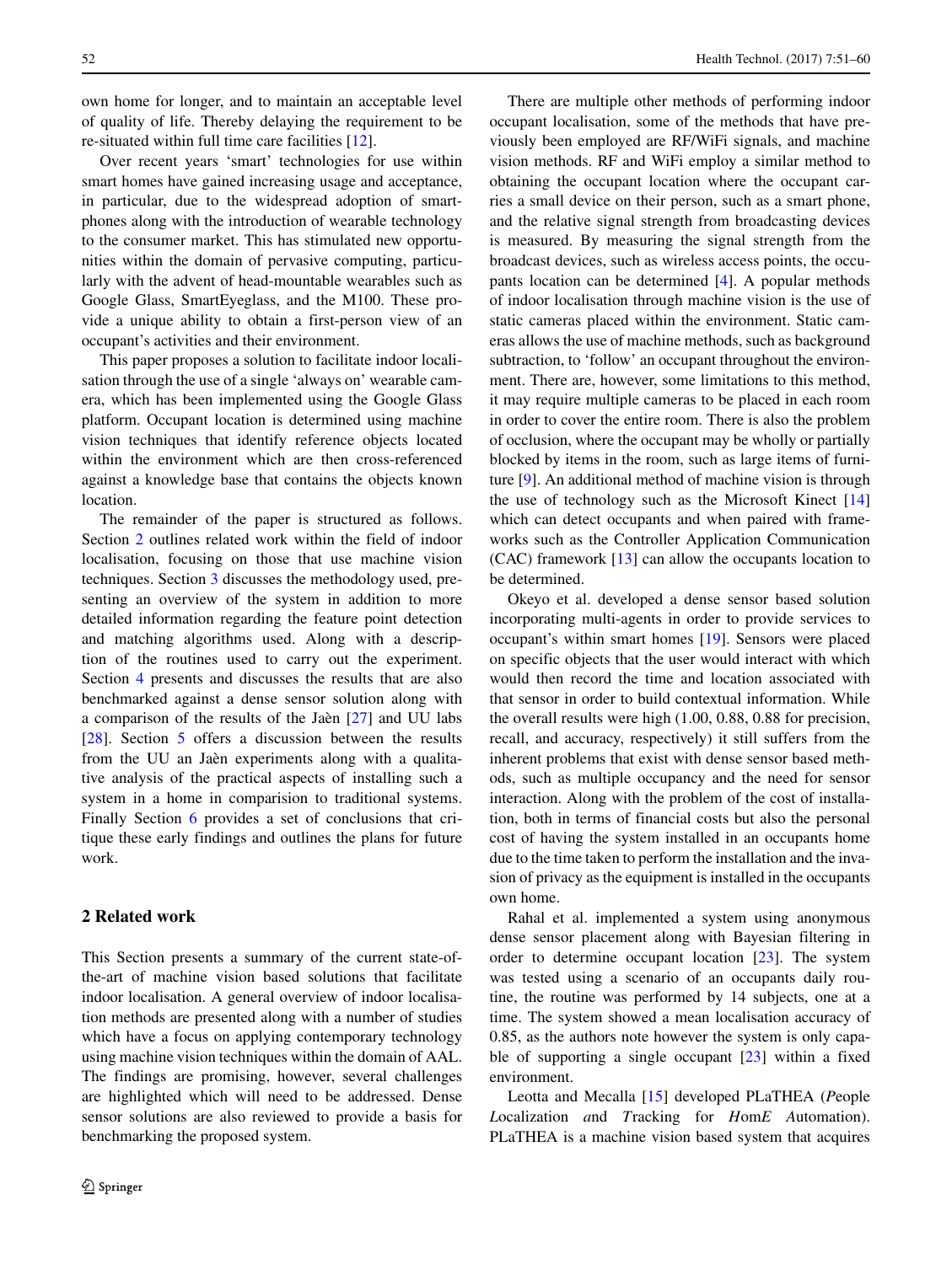own home for longer, and to maintain an acceptable level of quality of life. Thereby delaying the requirement to be re-situated within full time care facilities [12].

Over recent years 'smart' technologies for use within smart homes have gained increasing usage and acceptance, in particular, due to the widespread adoption of smartphones along with the introduction of wearable technology to the consumer market. This has stimulated new opportunities within the domain of pervasive computing, particularly with the advent of head-mountable wearables such as Google Glass, SmartEyeglass, and the M100. These provide a unique ability to obtain a first-person view of an occupant's activities and their environment.

This paper proposes a solution to facilitate indoor localisation through the use of a single 'always on' wearable camera, which has been implemented using the Google Glass platform. Occupant location is determined using machine vision techniques that identify reference objects located within the environment which are then cross-referenced against a knowledge base that contains the objects known location.

The remainder of the paper is structured as follows. Section 2 outlines related work within the field of indoor localisation, focusing on those that use machine vision techniques. Section 3 discusses the methodology used, presenting an overview of the system in addition to more detailed information regarding the feature point detection and matching algorithms used. Along with a description of the routines used to carry out the experiment. Section 4 presents and discusses the results that are also benchmarked against a dense sensor solution along with a comparison of the results of the Jaèn [27] and UU labs [28]. Section 5 offers a discussion between the results from the UU an Jaèn experiments along with a qualitative analysis of the practical aspects of installing such a system in a home in comparision to traditional systems. Finally Section 6 provides a set of conclusions that critique these early findings and outlines the plans for future work.

## 2 Related work

This Section presents a summary of the current state-of-the-art of machine vision based solutions that facilitate indoor localisation. A general overview of indoor localisation methods are presented along with a number of studies which have a focus on applying contemporary technology using machine vision techniques within the domain of AAL. The findings are promising, however, several challenges are highlighted which will need to be addressed. Dense sensor solutions are also reviewed to provide a basis for benchmarking the proposed system.

There are multiple other methods of performing indoor occupant localisation, some of the methods that have previously been employed are RF/WiFi signals, and machine vision methods. RF and WiFi employ a similar method to obtaining the occupant location where the occupant carries a small device on their person, such as a smart phone, and the relative signal strength from broadcasting devices is measured. By measuring the signal strength from the broadcast devices, such as wireless access points, the occupants location can be determined [4]. A popular methods of indoor localisation through machine vision is the use of static cameras placed within the environment. Static cameras allows the use of machine methods, such as background subtraction, to 'follow' an occupant throughout the environment. There are, however, some limitations to this method, it may require multiple cameras to be placed in each room in order to cover the entire room. There is also the problem of occlusion, where the occupant may be wholly or partially blocked by items in the room, such as large items of furniture [9]. An additional method of machine vision is through the use of technology such as the Microsoft Kinect [14] which can detect occupants and when paired with frameworks such as the Controller Application Communication (CAC) framework [13] can allow the occupants location to be determined.

Okeyo et al. developed a dense sensor based solution incorporating multi-agents in order to provide services to occupant's within smart homes [19]. Sensors were placed on specific objects that the user would interact with which would then record the time and location associated with that sensor in order to build contextual information. While the overall results were high (1.00, 0.88, 0.88 for precision, recall, and accuracy, respectively) it still suffers from the inherent problems that exist with dense sensor based methods, such as multiple occupancy and the need for sensor interaction. Along with the problem of the cost of installation, both in terms of financial costs but also the personal cost of having the system installed in an occupants home due to the time taken to perform the installation and the invasion of privacy as the equipment is installed in the occupants own home.

Rahal et al. implemented a system using anonymous dense sensor placement along with Bayesian filtering in order to determine occupant location [23]. The system was tested using a scenario of an occupants daily routine, the routine was performed by 14 subjects, one at a time. The system showed a mean localisation accuracy of 0.85, as the authors note however the system is only capable of supporting a single occupant [23] within a fixed environment.

Leotta and Mecalla [15] developed PLaTHEA (*P*eople *L*ocalization *a*nd *T*racking for *H*om*E* *A*utomation). PLaTHEA is a machine vision based system that acquires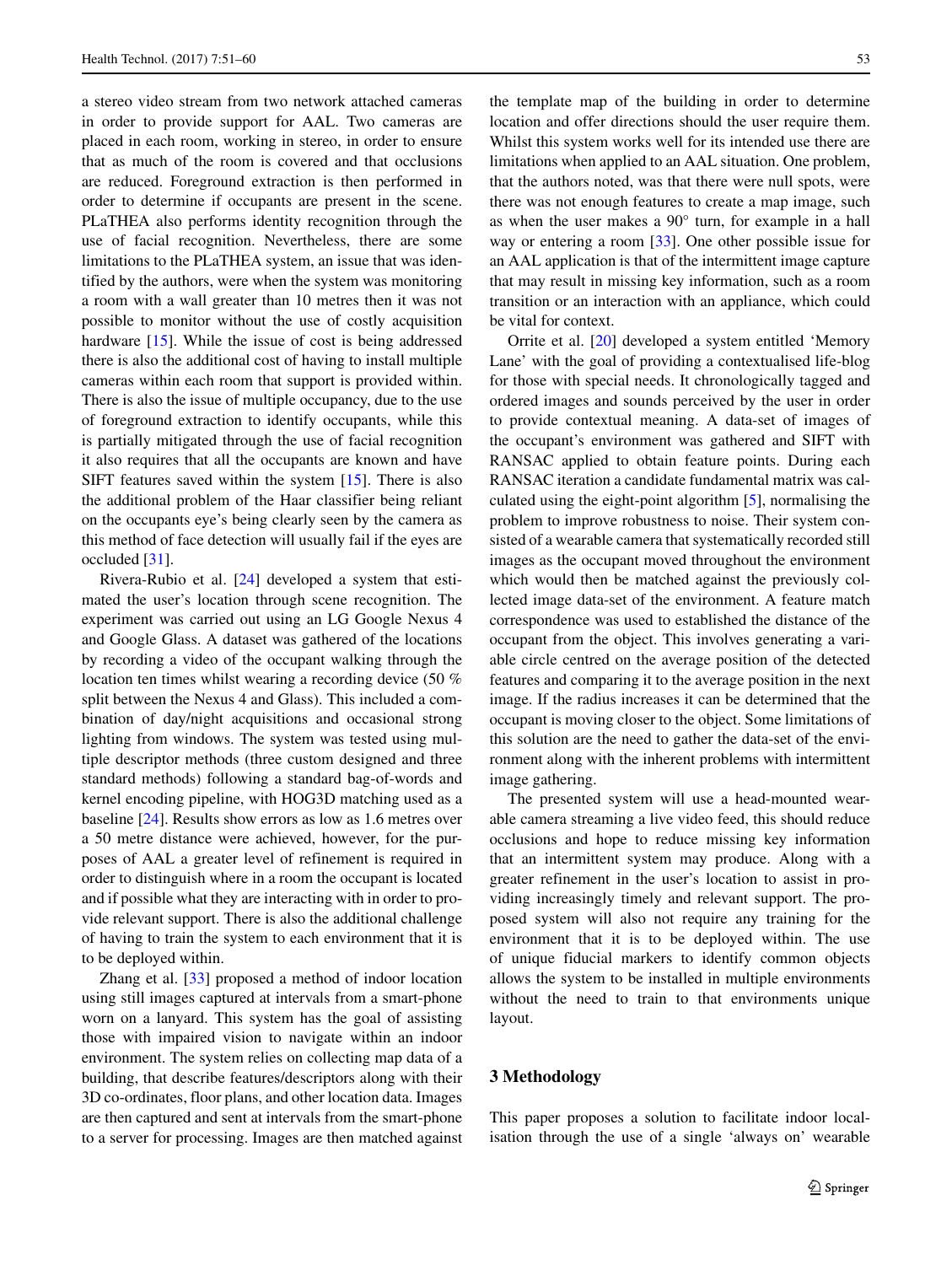a stereo video stream from two network attached cameras in order to provide support for AAL. Two cameras are placed in each room, working in stereo, in order to ensure that as much of the room is covered and that occlusions are reduced. Foreground extraction is then performed in order to determine if occupants are present in the scene. PLaTHEA also performs identity recognition through the use of facial recognition. Nevertheless, there are some limitations to the PLaTHEA system, an issue that was identified by the authors, were when the system was monitoring a room with a wall greater than 10 metres then it was not possible to monitor without the use of costly acquisition hardware [15]. While the issue of cost is being addressed there is also the additional cost of having to install multiple cameras within each room that support is provided within. There is also the issue of multiple occupancy, due to the use of foreground extraction to identify occupants, while this is partially mitigated through the use of facial recognition it also requires that all the occupants are known and have SIFT features saved within the system [15]. There is also the additional problem of the Haar classifier being reliant on the occupants eye's being clearly seen by the camera as this method of face detection will usually fail if the eyes are occluded [31].

Rivera-Rubio et al. [24] developed a system that estimated the user's location through scene recognition. The experiment was carried out using an LG Google Nexus 4 and Google Glass. A dataset was gathered of the locations by recording a video of the occupant walking through the location ten times whilst wearing a recording device (50 % split between the Nexus 4 and Glass). This included a combination of day/night acquisitions and occasional strong lighting from windows. The system was tested using multiple descriptor methods (three custom designed and three standard methods) following a standard bag-of-words and kernel encoding pipeline, with HOG3D matching used as a baseline [24]. Results show errors as low as 1.6 metres over a 50 metre distance were achieved, however, for the purposes of AAL a greater level of refinement is required in order to distinguish where in a room the occupant is located and if possible what they are interacting with in order to provide relevant support. There is also the additional challenge of having to train the system to each environment that it is to be deployed within.

Zhang et al. [33] proposed a method of indoor location using still images captured at intervals from a smart-phone worn on a lanyard. This system has the goal of assisting those with impaired vision to navigate within an indoor environment. The system relies on collecting map data of a building, that describe features/descriptors along with their 3D co-ordinates, floor plans, and other location data. Images are then captured and sent at intervals from the smart-phone to a server for processing. Images are then matched against the template map of the building in order to determine location and offer directions should the user require them. Whilst this system works well for its intended use there are limitations when applied to an AAL situation. One problem, that the authors noted, was that there were null spots, were there was not enough features to create a map image, such as when the user makes a 90° turn, for example in a hall way or entering a room [33]. One other possible issue for an AAL application is that of the intermittent image capture that may result in missing key information, such as a room transition or an interaction with an appliance, which could be vital for context.

Orrite et al. [20] developed a system entitled 'Memory Lane' with the goal of providing a contextualised life-blog for those with special needs. It chronologically tagged and ordered images and sounds perceived by the user in order to provide contextual meaning. A data-set of images of the occupant's environment was gathered and SIFT with RANSAC applied to obtain feature points. During each RANSAC iteration a candidate fundamental matrix was calculated using the eight-point algorithm [5], normalising the problem to improve robustness to noise. Their system consisted of a wearable camera that systematically recorded still images as the occupant moved throughout the environment which would then be matched against the previously collected image data-set of the environment. A feature match correspondence was used to established the distance of the occupant from the object. This involves generating a variable circle centred on the average position of the detected features and comparing it to the average position in the next image. If the radius increases it can be determined that the occupant is moving closer to the object. Some limitations of this solution are the need to gather the data-set of the environment along with the inherent problems with intermittent image gathering.

The presented system will use a head-mounted wearable camera streaming a live video feed, this should reduce occlusions and hope to reduce missing key information that an intermittent system may produce. Along with a greater refinement in the user's location to assist in providing increasingly timely and relevant support. The proposed system will also not require any training for the environment that it is to be deployed within. The use of unique fiducial markers to identify common objects allows the system to be installed in multiple environments without the need to train to that environments unique layout.

## 3 Methodology

This paper proposes a solution to facilitate indoor localisation through the use of a single 'always on' wearable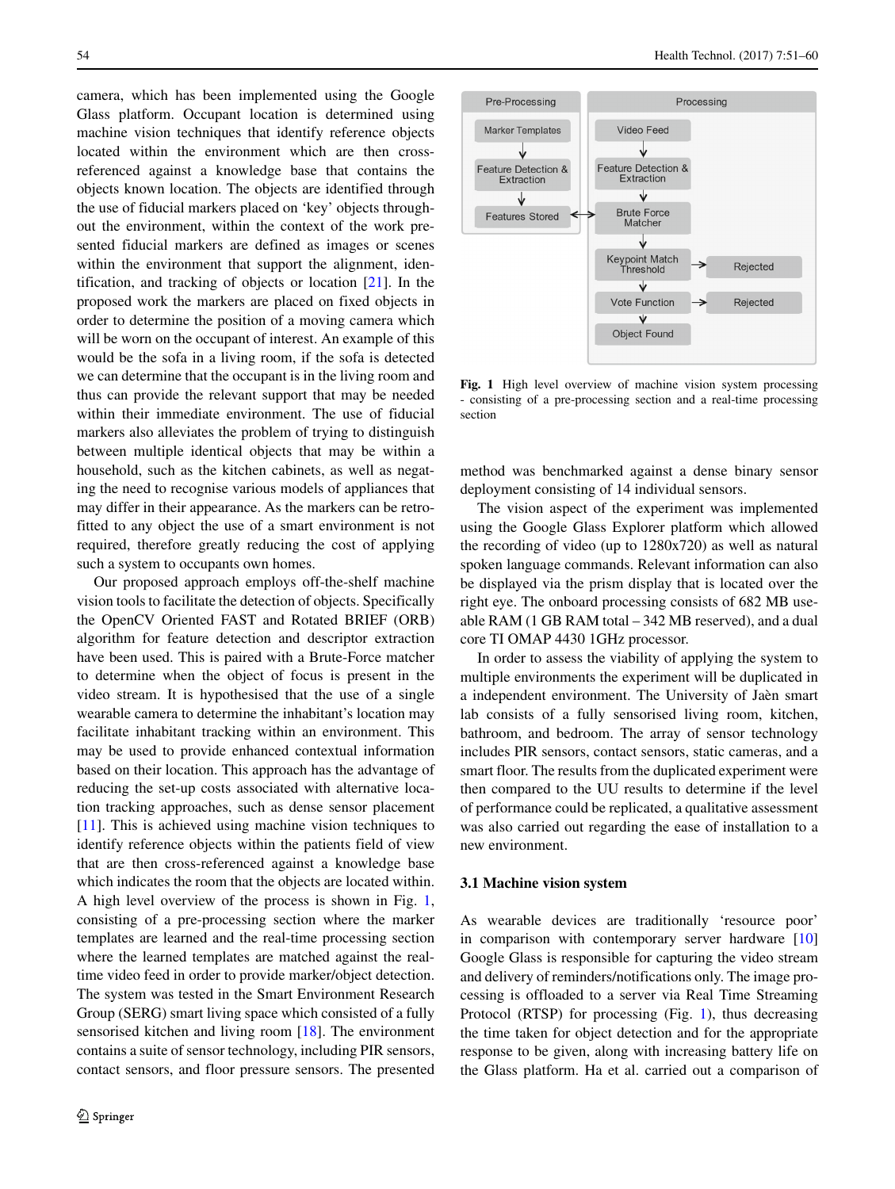camera, which has been implemented using the Google Glass platform. Occupant location is determined using machine vision techniques that identify reference objects located within the environment which are then cross-referenced against a knowledge base that contains the objects known location. The objects are identified through the use of fiducial markers placed on 'key' objects throughout the environment, within the context of the work presented fiducial markers are defined as images or scenes within the environment that support the alignment, identification, and tracking of objects or location [21]. In the proposed work the markers are placed on fixed objects in order to determine the position of a moving camera which will be worn on the occupant of interest. An example of this would be the sofa in a living room, if the sofa is detected we can determine that the occupant is in the living room and thus can provide the relevant support that may be needed within their immediate environment. The use of fiducial markers also alleviates the problem of trying to distinguish between multiple identical objects that may be within a household, such as the kitchen cabinets, as well as negating the need to recognise various models of appliances that may differ in their appearance. As the markers can be retrofitted to any object the use of a smart environment is not required, therefore greatly reducing the cost of applying such a system to occupants own homes.

Our proposed approach employs off-the-shelf machine vision tools to facilitate the detection of objects. Specifically the OpenCV Oriented FAST and Rotated BRIEF (ORB) algorithm for feature detection and descriptor extraction have been used. This is paired with a Brute-Force matcher to determine when the object of focus is present in the video stream. It is hypothesised that the use of a single wearable camera to determine the inhabitant's location may facilitate inhabitant tracking within an environment. This may be used to provide enhanced contextual information based on their location. This approach has the advantage of reducing the set-up costs associated with alternative location tracking approaches, such as dense sensor placement [11]. This is achieved using machine vision techniques to identify reference objects within the patients field of view that are then cross-referenced against a knowledge base which indicates the room that the objects are located within. A high level overview of the process is shown in Fig. 1, consisting of a pre-processing section where the marker templates are learned and the real-time processing section where the learned templates are matched against the real-time video feed in order to provide marker/object detection. The system was tested in the Smart Environment Research Group (SERG) smart living space which consisted of a fully sensorised kitchen and living room [18]. The environment contains a suite of sensor technology, including PIR sensors, contact sensors, and floor pressure sensors. The presented method was benchmarked against a dense binary sensor deployment consisting of 14 individual sensors.

**Fig. 1** High level overview of machine vision system processing - consisting of a pre-processing section and a real-time processing section

The vision aspect of the experiment was implemented using the Google Glass Explorer platform which allowed the recording of video (up to 1280x720) as well as natural spoken language commands. Relevant information can also be displayed via the prism display that is located over the right eye. The onboard processing consists of 682 MB useable RAM (1 GB RAM total – 342 MB reserved), and a dual core TI OMAP 4430 1GHz processor.

In order to assess the viability of applying the system to multiple environments the experiment will be duplicated in a independent environment. The University of Jaèn smart lab consists of a fully sensorised living room, kitchen, bathroom, and bedroom. The array of sensor technology includes PIR sensors, contact sensors, static cameras, and a smart floor. The results from the duplicated experiment were then compared to the UU results to determine if the level of performance could be replicated, a qualitative assessment was also carried out regarding the ease of installation to a new environment.

### 3.1 Machine vision system

As wearable devices are traditionally 'resource poor' in comparison with contemporary server hardware [10] Google Glass is responsible for capturing the video stream and delivery of reminders/notifications only. The image processing is offloaded to a server via Real Time Streaming Protocol (RTSP) for processing (Fig. 1), thus decreasing the time taken for object detection and for the appropriate response to be given, along with increasing battery life on the Glass platform. Ha et al. carried out a comparison of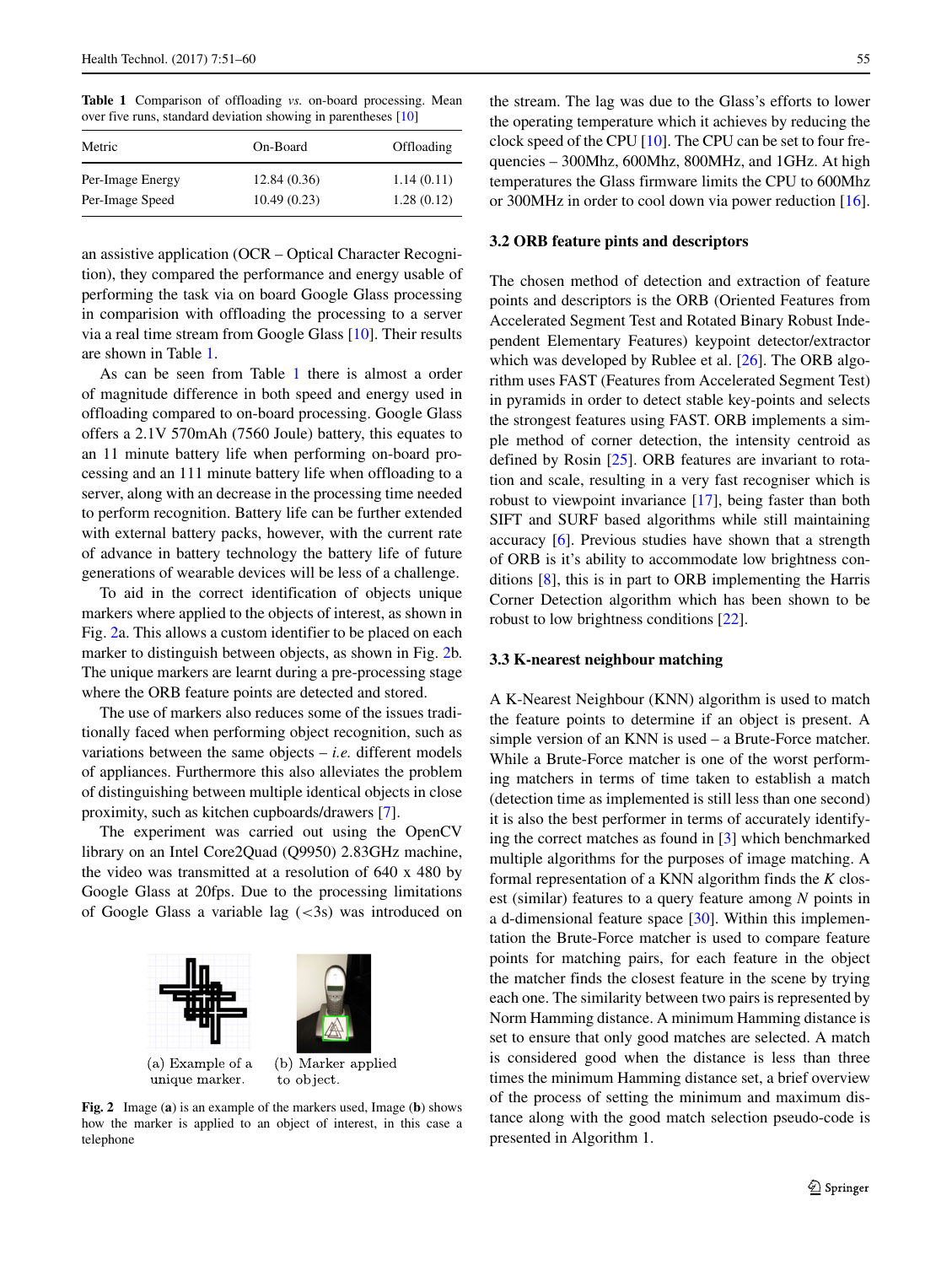**Table 1** Comparison of offloading *vs.* on-board processing. Mean over five runs, standard deviation showing in parentheses [10]

| Metric | On-Board | Offloading |
|---|---|---|
| Per-Image Energy | 12.84 (0.36) | 1.14 (0.11) |
| Per-Image Speed | 10.49 (0.23) | 1.28 (0.12) |

an assistive application (OCR – Optical Character Recognition), they compared the performance and energy usable of performing the task via on board Google Glass processing in comparision with offloading the processing to a server via a real time stream from Google Glass [10]. Their results are shown in Table 1.

As can be seen from Table 1 there is almost a order of magnitude difference in both speed and energy used in offloading compared to on-board processing. Google Glass offers a 2.1V 570mAh (7560 Joule) battery, this equates to an 11 minute battery life when performing on-board processing and an 111 minute battery life when offloading to a server, along with an decrease in the processing time needed to perform recognition. Battery life can be further extended with external battery packs, however, with the current rate of advance in battery technology the battery life of future generations of wearable devices will be less of a challenge.

To aid in the correct identification of objects unique markers where applied to the objects of interest, as shown in Fig. 2a. This allows a custom identifier to be placed on each marker to distinguish between objects, as shown in Fig. 2b. The unique markers are learnt during a pre-processing stage where the ORB feature points are detected and stored.

The use of markers also reduces some of the issues traditionally faced when performing object recognition, such as variations between the same objects – *i.e.* different models of appliances. Furthermore this also alleviates the problem of distinguishing between multiple identical objects in close proximity, such as kitchen cupboards/drawers [7].

The experiment was carried out using the OpenCV library on an Intel Core2Quad (Q9950) 2.83GHz machine, the video was transmitted at a resolution of 640 x 480 by Google Glass at 20fps. Due to the processing limitations of Google Glass a variable lag (<3s) was introduced on the stream. The lag was due to the Glass's efforts to lower the operating temperature which it achieves by reducing the clock speed of the CPU [10]. The CPU can be set to four frequencies – 300Mhz, 600Mhz, 800MHz, and 1GHz. At high temperatures the Glass firmware limits the CPU to 600Mhz or 300MHz in order to cool down via power reduction [16].

(a) Example of a unique marker. (b) Marker applied to object.

**Fig. 2** Image (**a**) is an example of the markers used, Image (**b**) shows how the marker is applied to an object of interest, in this case a telephone

### 3.2 ORB feature pints and descriptors

The chosen method of detection and extraction of feature points and descriptors is the ORB (Oriented Features from Accelerated Segment Test and Rotated Binary Robust Independent Elementary Features) keypoint detector/extractor which was developed by Rublee et al. [26]. The ORB algorithm uses FAST (Features from Accelerated Segment Test) in pyramids in order to detect stable key-points and selects the strongest features using FAST. ORB implements a simple method of corner detection, the intensity centroid as defined by Rosin [25]. ORB features are invariant to rotation and scale, resulting in a very fast recogniser which is robust to viewpoint invariance [17], being faster than both SIFT and SURF based algorithms while still maintaining accuracy [6]. Previous studies have shown that a strength of ORB is it's ability to accommodate low brightness conditions [8], this is in part to ORB implementing the Harris Corner Detection algorithm which has been shown to be robust to low brightness conditions [22].

### 3.3 K-nearest neighbour matching

A K-Nearest Neighbour (KNN) algorithm is used to match the feature points to determine if an object is present. A simple version of an KNN is used – a Brute-Force matcher. While a Brute-Force matcher is one of the worst performing matchers in terms of time taken to establish a match (detection time as implemented is still less than one second) it is also the best performer in terms of accurately identifying the correct matches as found in [3] which benchmarked multiple algorithms for the purposes of image matching. A formal representation of a KNN algorithm finds the $K$ closest (similar) features to a query feature among $N$ points in a d-dimensional feature space [30]. Within this implementation the Brute-Force matcher is used to compare feature points for matching pairs, for each feature in the object the matcher finds the closest feature in the scene by trying each one. The similarity between two pairs is represented by Norm Hamming distance. A minimum Hamming distance is set to ensure that only good matches are selected. A match is considered good when the distance is less than three times the minimum Hamming distance set, a brief overview of the process of setting the minimum and maximum distance along with the good match selection pseudo-code is presented in Algorithm 1.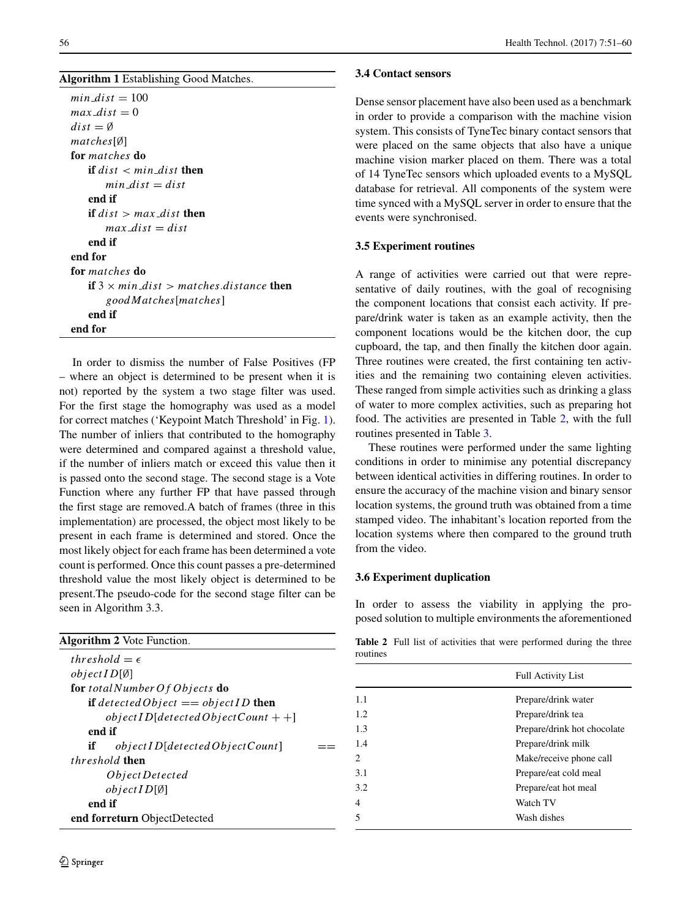**Algorithm 1** Establishing Good Matches.

```
min_dist = 100
max_dist = 0
dist = ∅
matches[∅]
for matches do
    if dist < min_dist then
        min_dist = dist
    end if
    if dist > max_dist then
        max_dist = dist
    end if
end for
for matches do
    if 3 × min_dist > matches.distance then
        goodMatches[matches]
    end if
end for
```

In order to dismiss the number of False Positives (FP – where an object is determined to be present when it is not) reported by the system a two stage filter was used. For the first stage the homography was used as a model for correct matches ('Keypoint Match Threshold' in Fig. 1). The number of inliers that contributed to the homography were determined and compared against a threshold value, if the number of inliers match or exceed this value then it is passed onto the second stage. The second stage is a Vote Function where any further FP that have passed through the first stage are removed.A batch of frames (three in this implementation) are processed, the object most likely to be present in each frame is determined and stored. Once the most likely object for each frame has been determined a vote count is performed. Once this count passes a pre-determined threshold value the most likely object is determined to be present.The pseudo-code for the second stage filter can be seen in Algorithm 3.3.

**Algorithm 2** Vote Function.

```
threshold = ε
objectID[∅]
for totalNumberOfObjects do
    if detectedObject == objectID then
        objectID[detectedObjectCount++]
    end if
    if objectID[detectedObjectCount] == threshold then
        ObjectDetected
        objectID[∅]
    end if
end forreturn ObjectDetected
```

### 3.4 Contact sensors

Dense sensor placement have also been used as a benchmark in order to provide a comparison with the machine vision system. This consists of TyneTec binary contact sensors that were placed on the same objects that also have a unique machine vision marker placed on them. There was a total of 14 TyneTec sensors which uploaded events to a MySQL database for retrieval. All components of the system were time synced with a MySQL server in order to ensure that the events were synchronised.

### 3.5 Experiment routines

A range of activities were carried out that were representative of daily routines, with the goal of recognising the component locations that consist each activity. If prepare/drink water is taken as an example activity, then the component locations would be the kitchen door, the cup cupboard, the tap, and then finally the kitchen door again. Three routines were created, the first containing ten activities and the remaining two containing eleven activities. These ranged from simple activities such as drinking a glass of water to more complex activities, such as preparing hot food. The activities are presented in Table 2, with the full routines presented in Table 3.

These routines were performed under the same lighting conditions in order to minimise any potential discrepancy between identical activities in differing routines. In order to ensure the accuracy of the machine vision and binary sensor location systems, the ground truth was obtained from a time stamped video. The inhabitant's location reported from the location systems where then compared to the ground truth from the video.

### 3.6 Experiment duplication

In order to assess the viability in applying the proposed solution to multiple environments the aforementioned

**Table 2** Full list of activities that were performed during the three routines

| | Full Activity List |
|---|---|
| 1.1 | Prepare/drink water |
| 1.2 | Prepare/drink tea |
| 1.3 | Prepare/drink hot chocolate |
| 1.4 | Prepare/drink milk |
| 2 | Make/receive phone call |
| 3.1 | Prepare/eat cold meal |
| 3.2 | Prepare/eat hot meal |
| 4 | Watch TV |
| 5 | Wash dishes |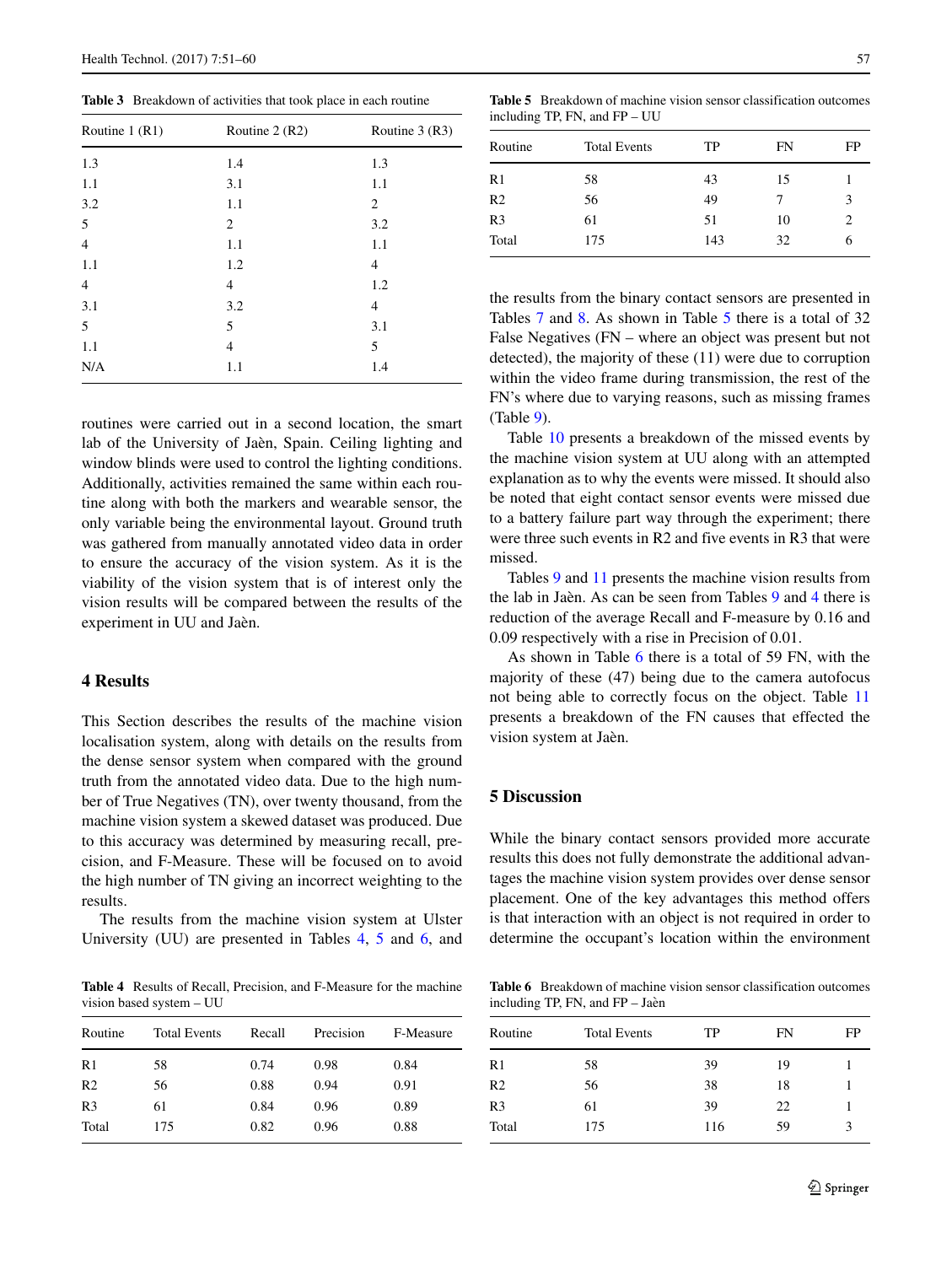**Table 3** Breakdown of activities that took place in each routine

| Routine 1 (R1) | Routine 2 (R2) | Routine 3 (R3) |
|---|---|---|
| 1.3 | 1.4 | 1.3 |
| 1.1 | 3.1 | 1.1 |
| 3.2 | 1.1 | 2 |
| 5 | 2 | 3.2 |
| 4 | 1.1 | 1.1 |
| 1.1 | 1.2 | 4 |
| 4 | 4 | 1.2 |
| 3.1 | 3.2 | 4 |
| 5 | 5 | 3.1 |
| 1.1 | 4 | 5 |
| N/A | 1.1 | 1.4 |

routines were carried out in a second location, the smart lab of the University of Jaèn, Spain. Ceiling lighting and window blinds were used to control the lighting conditions. Additionally, activities remained the same within each routine along with both the markers and wearable sensor, the only variable being the environmental layout. Ground truth was gathered from manually annotated video data in order to ensure the accuracy of the vision system. As it is the viability of the vision system that is of interest only the vision results will be compared between the results of the experiment in UU and Jaèn.

## 4 Results

This Section describes the results of the machine vision localisation system, along with details on the results from the dense sensor system when compared with the ground truth from the annotated video data. Due to the high number of True Negatives (TN), over twenty thousand, from the machine vision system a skewed dataset was produced. Due to this accuracy was determined by measuring recall, precision, and F-Measure. These will be focused on to avoid the high number of TN giving an incorrect weighting to the results.

The results from the machine vision system at Ulster University (UU) are presented in Tables 4, 5 and 6, and the results from the binary contact sensors are presented in Tables 7 and 8. As shown in Table 5 there is a total of 32 False Negatives (FN – where an object was present but not detected), the majority of these (11) were due to corruption within the video frame during transmission, the rest of the FN's where due to varying reasons, such as missing frames (Table 9).

**Table 4** Results of Recall, Precision, and F-Measure for the machine vision based system – UU

| Routine | Total Events | Recall | Precision | F-Measure |
|---|---|---|---|---|
| R1 | 58 | 0.74 | 0.98 | 0.84 |
| R2 | 56 | 0.88 | 0.94 | 0.91 |
| R3 | 61 | 0.84 | 0.96 | 0.89 |
| Total | 175 | 0.82 | 0.96 | 0.88 |

**Table 5** Breakdown of machine vision sensor classification outcomes including TP, FN, and FP – UU

| Routine | Total Events | TP | FN | FP |
|---|---|---|---|---|
| R1 | 58 | 43 | 15 | 1 |
| R2 | 56 | 49 | 7 | 3 |
| R3 | 61 | 51 | 10 | 2 |
| Total | 175 | 143 | 32 | 6 |

Table 10 presents a breakdown of the missed events by the machine vision system at UU along with an attempted explanation as to why the events were missed. It should also be noted that eight contact sensor events were missed due to a battery failure part way through the experiment; there were three such events in R2 and five events in R3 that were missed.

Tables 9 and 11 presents the machine vision results from the lab in Jaèn. As can be seen from Tables 9 and 4 there is reduction of the average Recall and F-measure by 0.16 and 0.09 respectively with a rise in Precision of 0.01.

As shown in Table 6 there is a total of 59 FN, with the majority of these (47) being due to the camera autofocus not being able to correctly focus on the object. Table 11 presents a breakdown of the FN causes that effected the vision system at Jaèn.

## 5 Discussion

While the binary contact sensors provided more accurate results this does not fully demonstrate the additional advantages the machine vision system provides over dense sensor placement. One of the key advantages this method offers is that interaction with an object is not required in order to determine the occupant's location within the environment

**Table 6** Breakdown of machine vision sensor classification outcomes including TP, FN, and FP – Jaèn

| Routine | Total Events | TP | FN | FP |
|---|---|---|---|---|
| R1 | 58 | 39 | 19 | 1 |
| R2 | 56 | 38 | 18 | 1 |
| R3 | 61 | 39 | 22 | 1 |
| Total | 175 | 116 | 59 | 3 |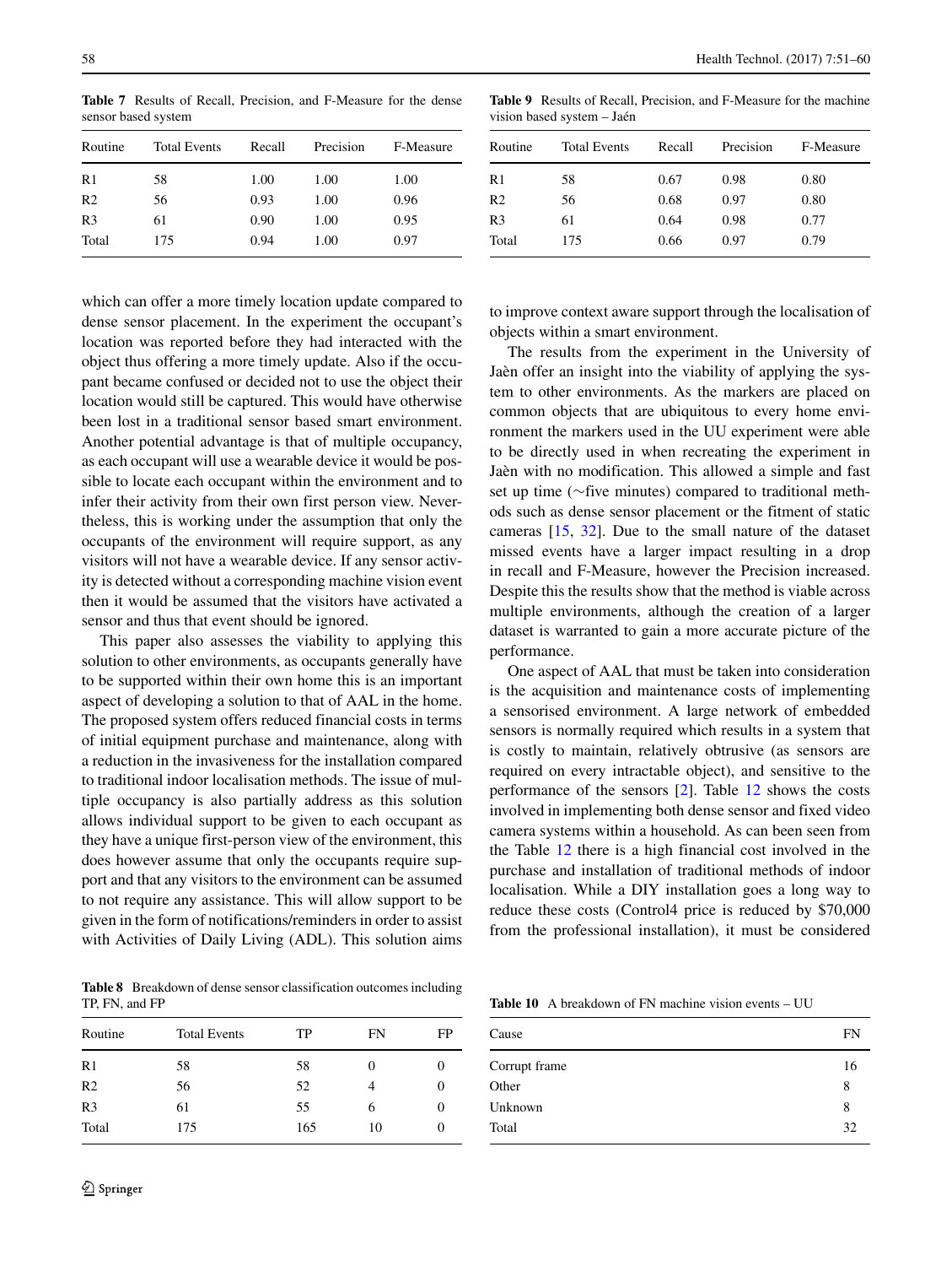**Table 7** Results of Recall, Precision, and F-Measure for the dense sensor based system

| Routine | Total Events | Recall | Precision | F-Measure |
|---|---|---|---|---|
| R1 | 58 | 1.00 | 1.00 | 1.00 |
| R2 | 56 | 0.93 | 1.00 | 0.96 |
| R3 | 61 | 0.90 | 1.00 | 0.95 |
| Total | 175 | 0.94 | 1.00 | 0.97 |

which can offer a more timely location update compared to dense sensor placement. In the experiment the occupant's location was reported before they had interacted with the object thus offering a more timely update. Also if the occupant became confused or decided not to use the object their location would still be captured. This would have otherwise been lost in a traditional sensor based smart environment. Another potential advantage is that of multiple occupancy, as each occupant will use a wearable device it would be possible to locate each occupant within the environment and to infer their activity from their own first person view. Nevertheless, this is working under the assumption that only the occupants of the environment will require support, as any visitors will not have a wearable device. If any sensor activity is detected without a corresponding machine vision event then it would be assumed that the visitors have activated a sensor and thus that event should be ignored.

This paper also assesses the viability to applying this solution to other environments, as occupants generally have to be supported within their own home this is an important aspect of developing a solution to that of AAL in the home. The proposed system offers reduced financial costs in terms of initial equipment purchase and maintenance, along with a reduction in the invasiveness for the installation compared to traditional indoor localisation methods. The issue of multiple occupancy is also partially address as this solution allows individual support to be given to each occupant as they have a unique first-person view of the environment, this does however assume that only the occupants require support and that any visitors to the environment can be assumed to not require any assistance. This will allow support to be given in the form of notifications/reminders in order to assist with Activities of Daily Living (ADL). This solution aims to improve context aware support through the localisation of objects within a smart environment.

**Table 8** Breakdown of dense sensor classification outcomes including TP, FN, and FP

| Routine | Total Events | TP | FN | FP |
|---|---|---|---|---|
| R1 | 58 | 58 | 0 | 0 |
| R2 | 56 | 52 | 4 | 0 |
| R3 | 61 | 55 | 6 | 0 |
| Total | 175 | 165 | 10 | 0 |

**Table 9** Results of Recall, Precision, and F-Measure for the machine vision based system – Jaén

| Routine | Total Events | Recall | Precision | F-Measure |
|---|---|---|---|---|
| R1 | 58 | 0.67 | 0.98 | 0.80 |
| R2 | 56 | 0.68 | 0.97 | 0.80 |
| R3 | 61 | 0.64 | 0.98 | 0.77 |
| Total | 175 | 0.66 | 0.97 | 0.79 |

The results from the experiment in the University of Jaèn offer an insight into the viability of applying the system to other environments. As the markers are placed on common objects that are ubiquitous to every home environment the markers used in the UU experiment were able to be directly used in when recreating the experiment in Jaèn with no modification. This allowed a simple and fast set up time (∼five minutes) compared to traditional methods such as dense sensor placement or the fitment of static cameras [15, 32]. Due to the small nature of the dataset missed events have a larger impact resulting in a drop in recall and F-Measure, however the Precision increased. Despite this the results show that the method is viable across multiple environments, although the creation of a larger dataset is warranted to gain a more accurate picture of the performance.

One aspect of AAL that must be taken into consideration is the acquisition and maintenance costs of implementing a sensorised environment. A large network of embedded sensors is normally required which results in a system that is costly to maintain, relatively obtrusive (as sensors are required on every intractable object), and sensitive to the performance of the sensors [2]. Table 12 shows the costs involved in implementing both dense sensor and fixed video camera systems within a household. As can been seen from the Table 12 there is a high financial cost involved in the purchase and installation of traditional methods of indoor localisation. While a DIY installation goes a long way to reduce these costs (Control4 price is reduced by $70,000 from the professional installation), it must be considered

**Table 10** A breakdown of FN machine vision events – UU

| Cause | FN |
|---|---|
| Corrupt frame | 16 |
| Other | 8 |
| Unknown | 8 |
| Total | 32 |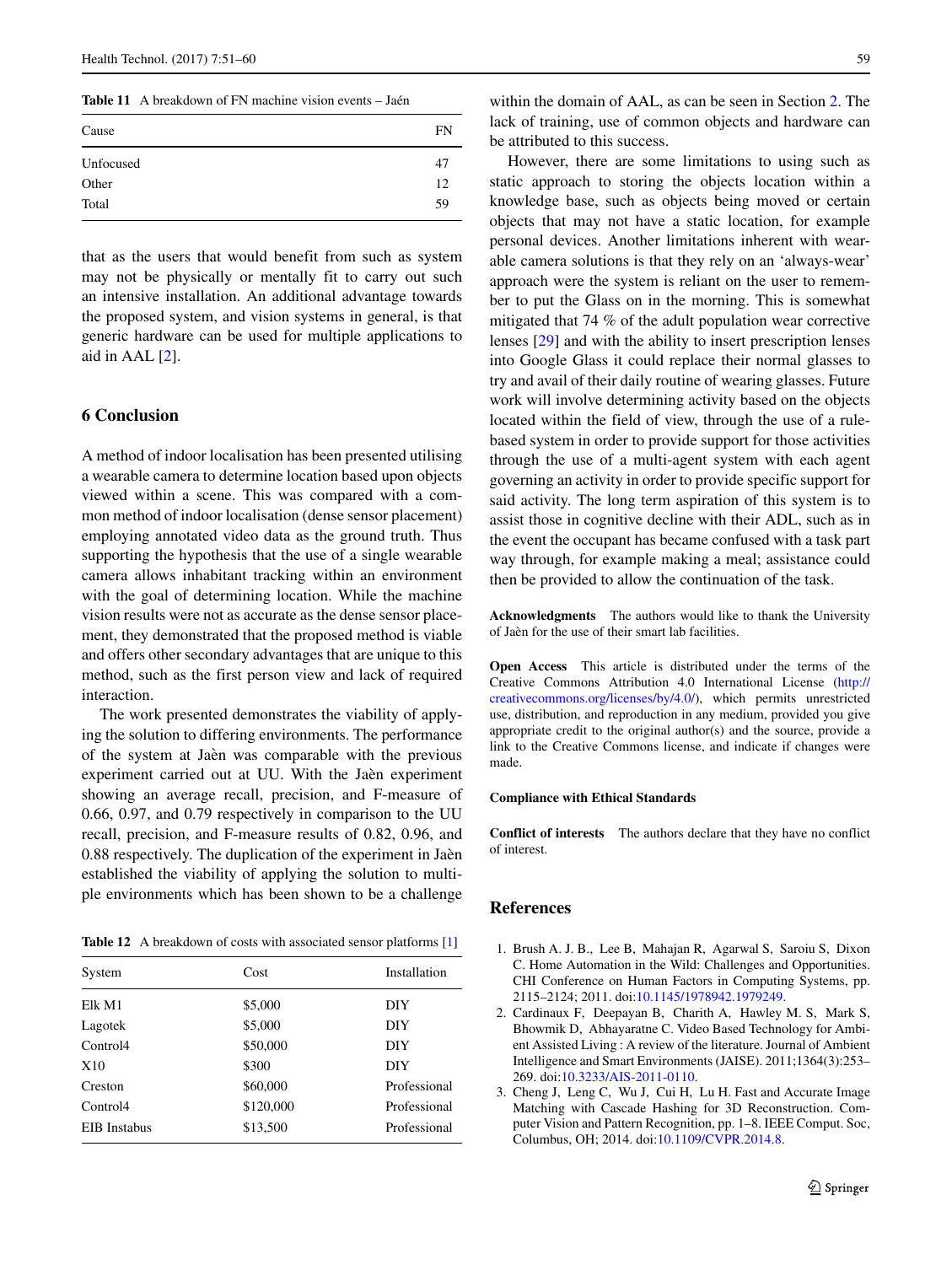**Table 11** A breakdown of FN machine vision events – Jaén

| Cause | FN |
|---|---|
| Unfocused | 47 |
| Other | 12 |
| Total | 59 |

that as the users that would benefit from such as system may not be physically or mentally fit to carry out such an intensive installation. An additional advantage towards the proposed system, and vision systems in general, is that generic hardware can be used for multiple applications to aid in AAL [2].

## 6 Conclusion

A method of indoor localisation has been presented utilising a wearable camera to determine location based upon objects viewed within a scene. This was compared with a common method of indoor localisation (dense sensor placement) employing annotated video data as the ground truth. Thus supporting the hypothesis that the use of a single wearable camera allows inhabitant tracking within an environment with the goal of determining location. While the machine vision results were not as accurate as the dense sensor placement, they demonstrated that the proposed method is viable and offers other secondary advantages that are unique to this method, such as the first person view and lack of required interaction.

The work presented demonstrates the viability of applying the solution to differing environments. The performance of the system at Jaèn was comparable with the previous experiment carried out at UU. With the Jaèn experiment showing an average recall, precision, and F-measure of 0.66, 0.97, and 0.79 respectively in comparison to the UU recall, precision, and F-measure results of 0.82, 0.96, and 0.88 respectively. The duplication of the experiment in Jaèn established the viability of applying the solution to multiple environments which has been shown to be a challenge within the domain of AAL, as can be seen in Section 2. The lack of training, use of common objects and hardware can be attributed to this success.

However, there are some limitations to using such as static approach to storing the objects location within a knowledge base, such as objects being moved or certain objects that may not have a static location, for example personal devices. Another limitations inherent with wearable camera solutions is that they rely on an 'always-wear' approach were the system is reliant on the user to remember to put the Glass on in the morning. This is somewhat mitigated that 74 % of the adult population wear corrective lenses [29] and with the ability to insert prescription lenses into Google Glass it could replace their normal glasses to try and avail of their daily routine of wearing glasses. Future work will involve determining activity based on the objects located within the field of view, through the use of a rule-based system in order to provide support for those activities through the use of a multi-agent system with each agent governing an activity in order to provide specific support for said activity. The long term aspiration of this system is to assist those in cognitive decline with their ADL, such as in the event the occupant has became confused with a task part way through, for example making a meal; assistance could then be provided to allow the continuation of the task.

**Table 12** A breakdown of costs with associated sensor platforms [1]

| System | Cost | Installation |
|---|---|---|
| Elk M1 | $5,000 | DIY |
| Lagotek | $5,000 | DIY |
| Control4 | $50,000 | DIY |
| X10 | $300 | DIY |
| Creston | $60,000 | Professional |
| Control4 | $120,000 | Professional |
| EIB Instabus | $13,500 | Professional |

**Acknowledgments** The authors would like to thank the University of Jaèn for the use of their smart lab facilities.

**Open Access** This article is distributed under the terms of the Creative Commons Attribution 4.0 International License (http://creativecommons.org/licenses/by/4.0/), which permits unrestricted use, distribution, and reproduction in any medium, provided you give appropriate credit to the original author(s) and the source, provide a link to the Creative Commons license, and indicate if changes were made.

**Compliance with Ethical Standards**

**Conflict of interests** The authors declare that they have no conflict of interest.

## References

1. Brush A. J. B., Lee B, Mahajan R, Agarwal S, Saroiu S, Dixon C. Home Automation in the Wild: Challenges and Opportunities. CHI Conference on Human Factors in Computing Systems, pp. 2115–2124; 2011. doi:10.1145/1978942.1979249.
2. Cardinaux F, Deepayan B, Charith A, Hawley M. S, Mark S, Bhowmik D, Abhayaratne C. Video Based Technology for Ambient Assisted Living : A review of the literature. Journal of Ambient Intelligence and Smart Environments (JAISE). 2011;1364(3):253–269. doi:10.3233/AIS-2011-0110.
3. Cheng J, Leng C, Wu J, Cui H, Lu H. Fast and Accurate Image Matching with Cascade Hashing for 3D Reconstruction. Computer Vision and Pattern Recognition, pp. 1–8. IEEE Comput. Soc, Columbus, OH; 2014. doi:10.1109/CVPR.2014.8.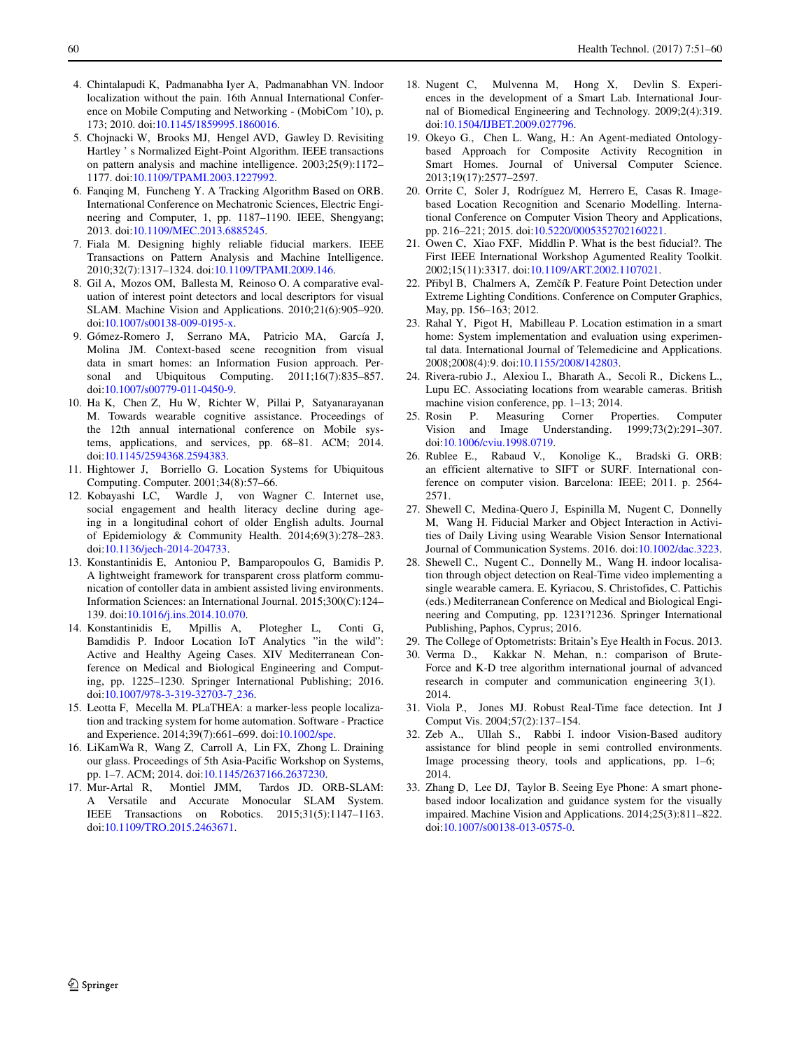4. Chintalapudi K, Padmanabha Iyer A, Padmanabhan VN. Indoor localization without the pain. 16th Annual International Conference on Mobile Computing and Networking - (MobiCom '10), p. 173; 2010. doi:10.1145/1859995.1860016.
5. Chojnacki W, Brooks MJ, Hengel AVD, Gawley D. Revisiting Hartley ' s Normalized Eight-Point Algorithm. IEEE transactions on pattern analysis and machine intelligence. 2003;25(9):1172–1177. doi:10.1109/TPAMI.2003.1227992.
6. Fanqing M, Funcheng Y. A Tracking Algorithm Based on ORB. International Conference on Mechatronic Sciences, Electric Engineering and Computer, 1, pp. 1187–1190. IEEE, Shengyang; 2013. doi:10.1109/MEC.2013.6885245.
7. Fiala M. Designing highly reliable fiducial markers. IEEE Transactions on Pattern Analysis and Machine Intelligence. 2010;32(7):1317–1324. doi:10.1109/TPAMI.2009.146.
8. Gil A, Mozos OM, Ballesta M, Reinoso O. A comparative evaluation of interest point detectors and local descriptors for visual SLAM. Machine Vision and Applications. 2010;21(6):905–920. doi:10.1007/s00138-009-0195-x.
9. Gómez-Romero J, Serrano MA, Patricio MA, García J, Molina JM. Context-based scene recognition from visual data in smart homes: an Information Fusion approach. Personal and Ubiquitous Computing. 2011;16(7):835–857. doi:10.1007/s00779-011-0450-9.
10. Ha K, Chen Z, Hu W, Richter W, Pillai P, Satyanarayanan M. Towards wearable cognitive assistance. Proceedings of the 12th annual international conference on Mobile systems, applications, and services, pp. 68–81. ACM; 2014. doi:10.1145/2594368.2594383.
11. Hightower J, Borriello G. Location Systems for Ubiquitous Computing. Computer. 2001;34(8):57–66.
12. Kobayashi LC, Wardle J, von Wagner C. Internet use, social engagement and health literacy decline during ageing in a longitudinal cohort of older English adults. Journal of Epidemiology & Community Health. 2014;69(3):278–283. doi:10.1136/jech-2014-204733.
13. Konstantinidis E, Antoniou P, Bamparopoulos G, Bamidis P. A lightweight framework for transparent cross platform communication of contoller data in ambient assisted living environments. Information Sciences: an International Journal. 2015;300(C):124–139. doi:10.1016/j.ins.2014.10.070.
14. Konstantinidis E, Mpillis A, Ploteghe L, Conti G, Bamdidis P. Indoor Location IoT Analytics "in the wild": Active and Healthy Ageing Cases. XIV Mediterranean Conference on Medical and Biological Engineering and Computing, pp. 1225–1230. Springer International Publishing; 2016. doi:10.1007/978-3-319-32703-7_236.
15. Leotta F, Mecella M. PLaTHEA: a marker-less people localization and tracking system for home automation. Software - Practice and Experience. 2014;39(7):661–699. doi:10.1002/spe.
16. LiKamWa R, Wang Z, Carroll A, Lin FX, Zhong L. Draining our glass. Proceedings of 5th Asia-Pacific Workshop on Systems, pp. 1–7. ACM; 2014. doi:10.1145/2637166.2637230.
17. Mur-Artal R, Montiel JMM, Tardos JD. ORB-SLAM: A Versatile and Accurate Monocular SLAM System. IEEE Transactions on Robotics. 2015;31(5):1147–1163. doi:10.1109/TRO.2015.2463671.
18. Nugent C, Mulvenna M, Hong X, Devlin S. Experiences in the development of a Smart Lab. International Journal of Biomedical Engineering and Technology. 2009;2(4):319. doi:10.1504/IJBET.2009.027796.
19. Okeyo G., Chen L. Wang, H.: An Agent-mediated Ontology-based Approach for Composite Activity Recognition in Smart Homes. Journal of Universal Computer Science. 2013;19(17):2577–2597.
20. Orrite C, Soler J, Rodríguez M, Herrero E, Casas R. Image-based Location Recognition and Scenario Modelling. International Conference on Computer Vision Theory and Applications, pp. 216–221; 2015. doi:10.5220/0005352702160221.
21. Owen C, Xiao FXF, Middlin P. What is the best fiducial?. The First IEEE International Workshop Agumented Reality Toolkit. 2002;15(11):3317. doi:10.1109/ART.2002.1107021.
22. Přibyl B, Chalmers A, Zemčík P. Feature Point Detection under Extreme Lighting Conditions. Conference on Computer Graphics, May, pp. 156–163; 2012.
23. Rahal Y, Pigot H, Mabilleau P. Location estimation in a smart home: System implementation and evaluation using experimental data. International Journal of Telemedicine and Applications. 2008;2008(4):9. doi:10.1155/2008/142803.
24. Rivera-rubio J., Alexiou I., Bharath A., Secoli R., Dickens L., Lupu EC. Associating locations from wearable cameras. British machine vision conference, pp. 1–13; 2014.
25. Rosin P. Measuring Corner Properties. Computer Vision and Image Understanding. 1999;73(2):291–307. doi:10.1006/cviu.1998.0719.
26. Rublee E., Rabaud V., Konolige K., Bradski G. ORB: an efficient alternative to SIFT or SURF. International conference on computer vision. Barcelona: IEEE; 2011. p. 2564-2571.
27. Shewell C, Medina-Quero J, Espinilla M, Nugent C, Donnelly M, Wang H. Fiducial Marker and Object Interaction in Activities of Daily Living using Wearable Vision Sensor International Journal of Communication Systems. 2016. doi:10.1002/dac.3223.
28. Shewell C., Nugent C., Donnelly M., Wang H. indoor localisation through object detection on Real-Time video implementing a single wearable camera. E. Kyriacou, S. Christofides, C. Pattichis (eds.) Mediterranean Conference on Medical and Biological Engineering and Computing, pp. 1231?1236. Springer International Publishing, Paphos, Cyprus; 2016.
29. The College of Optometrists: Britain's Eye Health in Focus. 2013.
30. Verma D., Kakkar N. Mehan, n.: comparison of Brute-Force and K-D tree algorithm international journal of advanced research in computer and communication engineering 3(1). 2014.
31. Viola P., Jones MJ. Robust Real-Time face detection. Int J Comput Vis. 2004;57(2):137–154.
32. Zeb A., Ullah S., Rabbi I. indoor Vision-Based auditory assistance for blind people in semi controlled environments. Image processing theory, tools and applications, pp. 1–6; 2014.
33. Zhang D, Lee DJ, Taylor B. Seeing Eye Phone: A smart phone-based indoor localization and guidance system for the visually impaired. Machine Vision and Applications. 2014;25(3):811–822. doi:10.1007/s00138-013-0575-0.